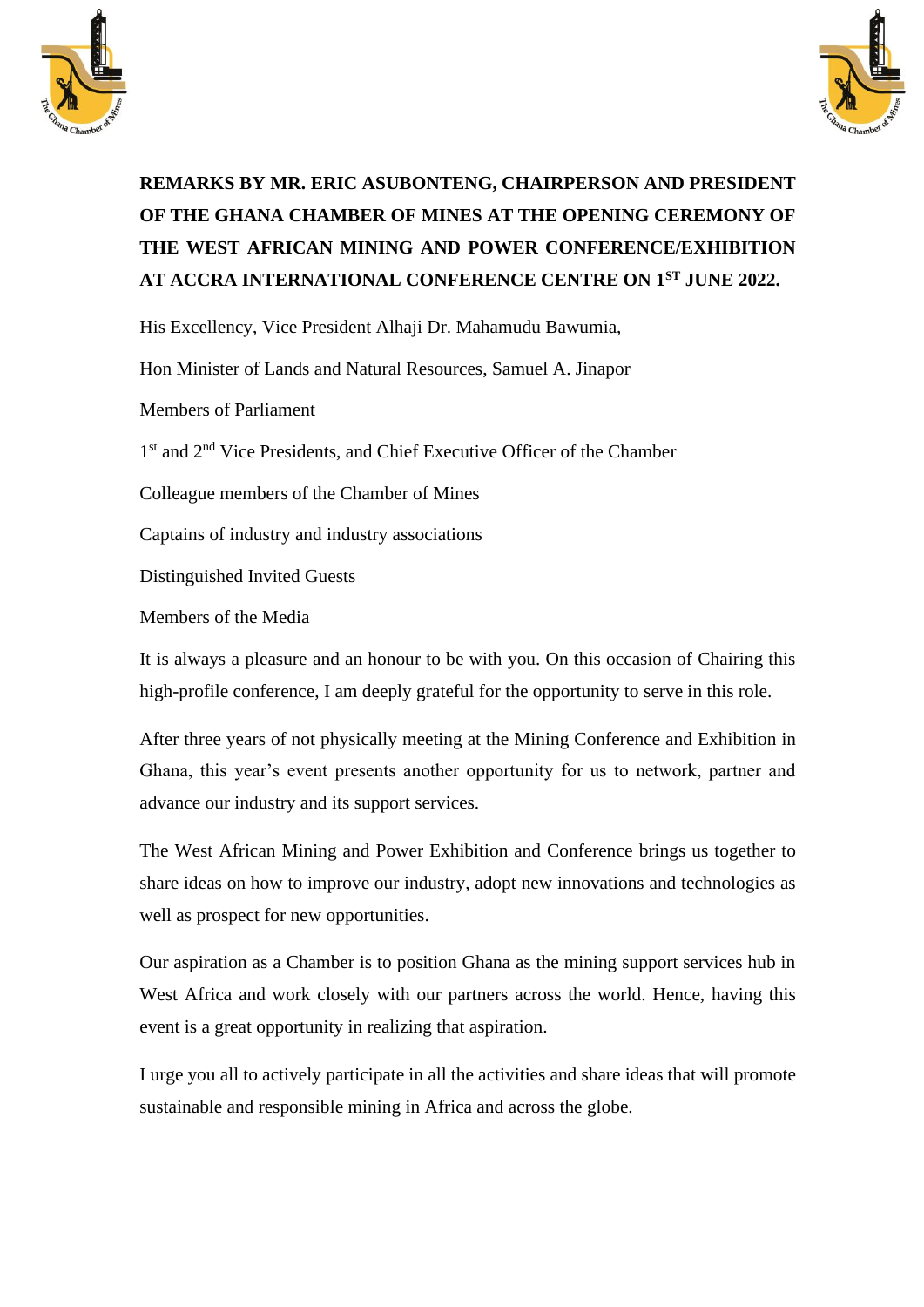**REMARKS BY MR. ERIC ASUBONTENG, CHAIRPERSON AND PRESIDENT OF THE GHANA CHAMBER OF MINES AT THE OPENING CEREMONY OF THE WEST AFRICAN MINING AND POWER CONFERENCE/EXHIBITION AT ACCRA INTERNATIONAL CONFERENCE CENTRE ON 1ST JUNE 2022.**

His Excellency, Vice President Alhaji Dr. Mahamudu Bawumia,

Hon Minister of Lands and Natural Resources, Samuel A. Jinapor

Members of Parliament

1st and 2nd Vice Presidents, and Chief Executive Officer of the Chamber

Colleague members of the Chamber of Mines

Captains of industry and industry associations

Distinguished Invited Guests

Members of the Media

It is always a pleasure and an honour to be with you. On this occasion of Chairing this high-profile conference, I am deeply grateful for the opportunity to serve in this role.

After three years of not physically meeting at the Mining Conference and Exhibition in Ghana, this year's event presents another opportunity for us to network, partner and advance our industry and its support services.

The West African Mining and Power Exhibition and Conference brings us together to share ideas on how to improve our industry, adopt new innovations and technologies as well as prospect for new opportunities.

Our aspiration as a Chamber is to position Ghana as the mining support services hub in West Africa and work closely with our partners across the world. Hence, having this event is a great opportunity in realizing that aspiration.

I urge you all to actively participate in all the activities and share ideas that will promote sustainable and responsible mining in Africa and across the globe.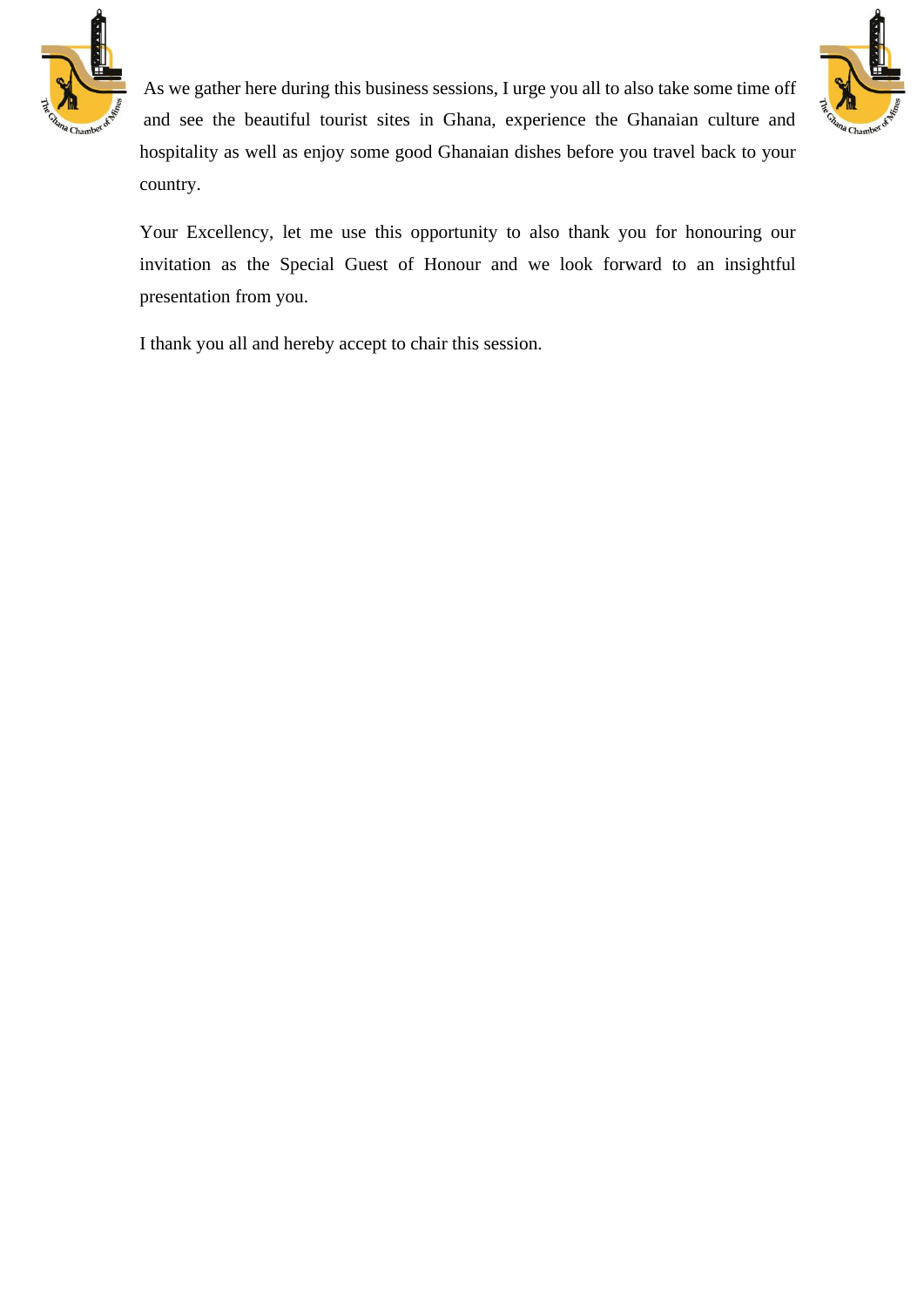As we gather here during this business sessions, I urge you all to also take some time off and see the beautiful tourist sites in Ghana, experience the Ghanaian culture and hospitality as well as enjoy some good Ghanaian dishes before you travel back to your country.

Your Excellency, let me use this opportunity to also thank you for honouring our invitation as the Special Guest of Honour and we look forward to an insightful presentation from you.

I thank you all and hereby accept to chair this session.